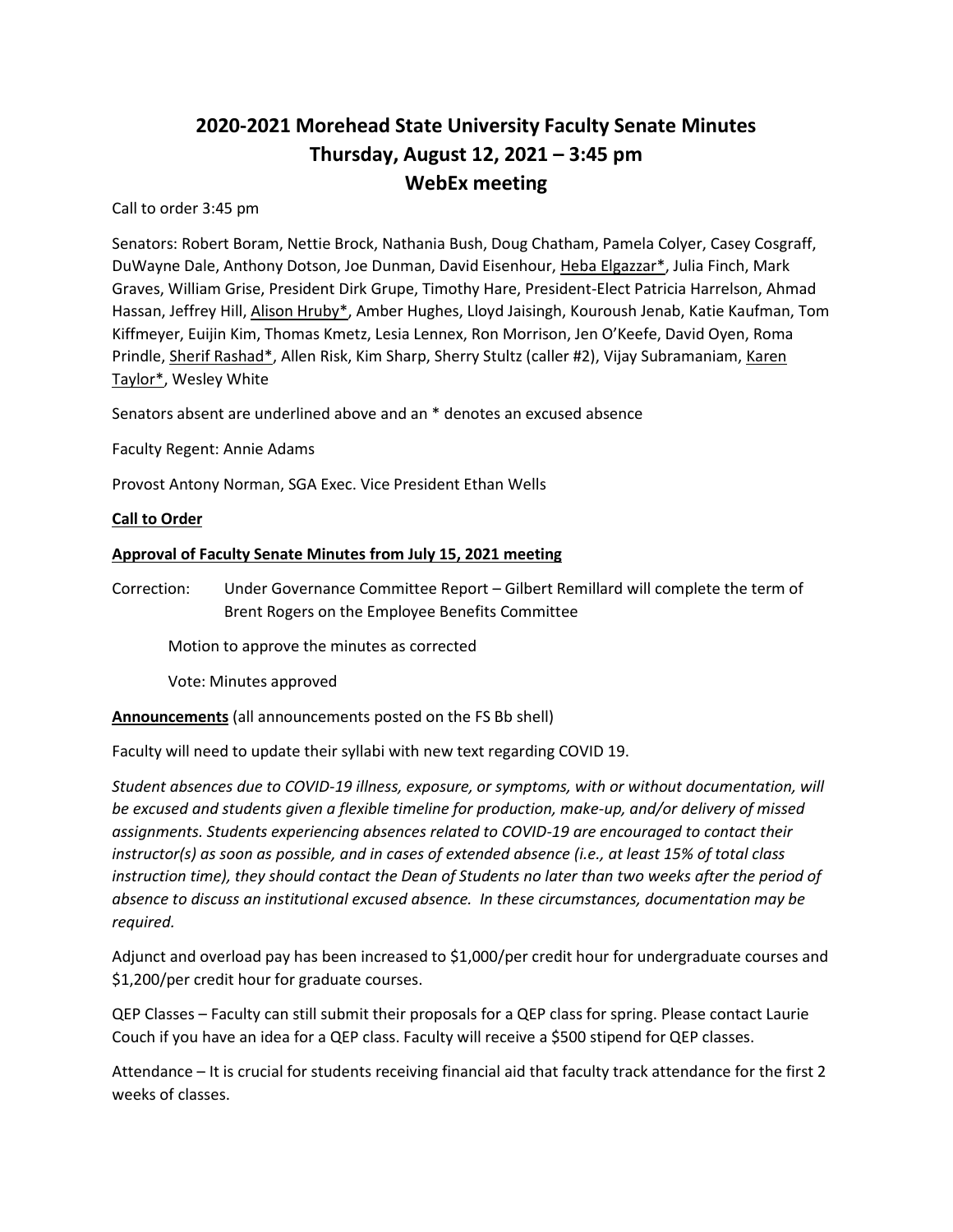# 2020-2021 Morehead State University Faculty Senate Minutes
## Thursday, August 12, 2021 – 3:45 pm
## WebEx meeting

Call to order 3:45 pm

Senators: Robert Boram, Nettie Brock, Nathania Bush, Doug Chatham, Pamela Colyer, Casey Cosgraff, DuWayne Dale, Anthony Dotson, Joe Dunman, David Eisenhour, <u>Heba Elgazzar*</u>, Julia Finch, Mark Graves, William Grise, President Dirk Grupe, Timothy Hare, President-Elect Patricia Harrelson, Ahmad Hassan, Jeffrey Hill, <u>Alison Hruby*</u>, Amber Hughes, Lloyd Jaisingh, Kouroush Jenab, Katie Kaufman, Tom Kiffmeyer, Euijin Kim, Thomas Kmetz, Lesia Lennex, Ron Morrison, Jen O'Keefe, David Oyen, Roma Prindle, <u>Sherif Rashad*</u>, Allen Risk, Kim Sharp, Sherry Stultz (caller #2), Vijay Subramaniam, <u>Karen Taylor*</u>, Wesley White

Senators absent are underlined above and an * denotes an excused absence

Faculty Regent: Annie Adams

Provost Antony Norman, SGA Exec. Vice President Ethan Wells

**<u>Call to Order</u>**

**<u>Approval of Faculty Senate Minutes from July 15, 2021 meeting</u>**

Correction: Under Governance Committee Report – Gilbert Remillard will complete the term of Brent Rogers on the Employee Benefits Committee

Motion to approve the minutes as corrected

Vote: Minutes approved

**<u>Announcements</u>** (all announcements posted on the FS Bb shell)

Faculty will need to update their syllabi with new text regarding COVID 19.

*Student absences due to COVID-19 illness, exposure, or symptoms, with or without documentation, will be excused and students given a flexible timeline for production, make-up, and/or delivery of missed assignments. Students experiencing absences related to COVID-19 are encouraged to contact their instructor(s) as soon as possible, and in cases of extended absence (i.e., at least 15% of total class instruction time), they should contact the Dean of Students no later than two weeks after the period of absence to discuss an institutional excused absence. In these circumstances, documentation may be required.*

Adjunct and overload pay has been increased to $1,000/per credit hour for undergraduate courses and $1,200/per credit hour for graduate courses.

QEP Classes – Faculty can still submit their proposals for a QEP class for spring. Please contact Laurie Couch if you have an idea for a QEP class. Faculty will receive a $500 stipend for QEP classes.

Attendance – It is crucial for students receiving financial aid that faculty track attendance for the first 2 weeks of classes.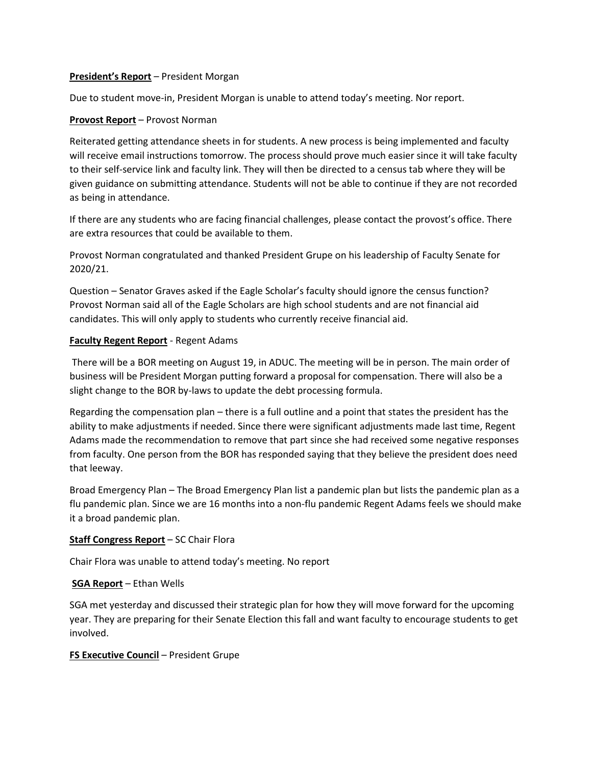**President's Report** – President Morgan

Due to student move-in, President Morgan is unable to attend today's meeting. Nor report.

**Provost Report** – Provost Norman

Reiterated getting attendance sheets in for students. A new process is being implemented and faculty will receive email instructions tomorrow. The process should prove much easier since it will take faculty to their self-service link and faculty link. They will then be directed to a census tab where they will be given guidance on submitting attendance. Students will not be able to continue if they are not recorded as being in attendance.

If there are any students who are facing financial challenges, please contact the provost's office. There are extra resources that could be available to them.

Provost Norman congratulated and thanked President Grupe on his leadership of Faculty Senate for 2020/21.

Question – Senator Graves asked if the Eagle Scholar's faculty should ignore the census function? Provost Norman said all of the Eagle Scholars are high school students and are not financial aid candidates. This will only apply to students who currently receive financial aid.

**Faculty Regent Report** - Regent Adams

There will be a BOR meeting on August 19, in ADUC. The meeting will be in person. The main order of business will be President Morgan putting forward a proposal for compensation. There will also be a slight change to the BOR by-laws to update the debt processing formula.

Regarding the compensation plan – there is a full outline and a point that states the president has the ability to make adjustments if needed. Since there were significant adjustments made last time, Regent Adams made the recommendation to remove that part since she had received some negative responses from faculty. One person from the BOR has responded saying that they believe the president does need that leeway.

Broad Emergency Plan – The Broad Emergency Plan list a pandemic plan but lists the pandemic plan as a flu pandemic plan. Since we are 16 months into a non-flu pandemic Regent Adams feels we should make it a broad pandemic plan.

**Staff Congress Report** – SC Chair Flora

Chair Flora was unable to attend today's meeting. No report

**SGA Report** – Ethan Wells

SGA met yesterday and discussed their strategic plan for how they will move forward for the upcoming year. They are preparing for their Senate Election this fall and want faculty to encourage students to get involved.

**FS Executive Council** – President Grupe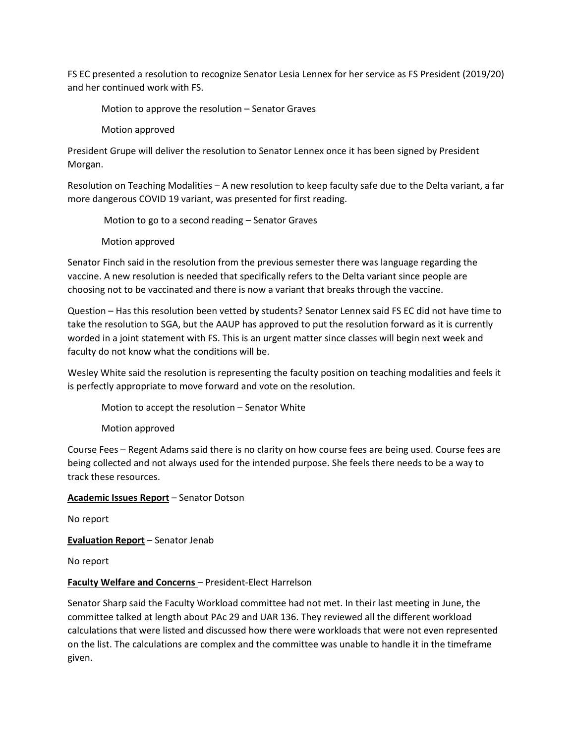FS EC presented a resolution to recognize Senator Lesia Lennex for her service as FS President (2019/20) and her continued work with FS.

Motion to approve the resolution – Senator Graves

Motion approved

President Grupe will deliver the resolution to Senator Lennex once it has been signed by President Morgan.

Resolution on Teaching Modalities – A new resolution to keep faculty safe due to the Delta variant, a far more dangerous COVID 19 variant, was presented for first reading.

Motion to go to a second reading – Senator Graves

Motion approved

Senator Finch said in the resolution from the previous semester there was language regarding the vaccine. A new resolution is needed that specifically refers to the Delta variant since people are choosing not to be vaccinated and there is now a variant that breaks through the vaccine.

Question – Has this resolution been vetted by students? Senator Lennex said FS EC did not have time to take the resolution to SGA, but the AAUP has approved to put the resolution forward as it is currently worded in a joint statement with FS. This is an urgent matter since classes will begin next week and faculty do not know what the conditions will be.

Wesley White said the resolution is representing the faculty position on teaching modalities and feels it is perfectly appropriate to move forward and vote on the resolution.

Motion to accept the resolution – Senator White

Motion approved

Course Fees – Regent Adams said there is no clarity on how course fees are being used. Course fees are being collected and not always used for the intended purpose. She feels there needs to be a way to track these resources.

**Academic Issues Report** – Senator Dotson

No report

**Evaluation Report** – Senator Jenab

No report

**Faculty Welfare and Concerns** – President-Elect Harrelson

Senator Sharp said the Faculty Workload committee had not met. In their last meeting in June, the committee talked at length about PAc 29 and UAR 136. They reviewed all the different workload calculations that were listed and discussed how there were workloads that were not even represented on the list. The calculations are complex and the committee was unable to handle it in the timeframe given.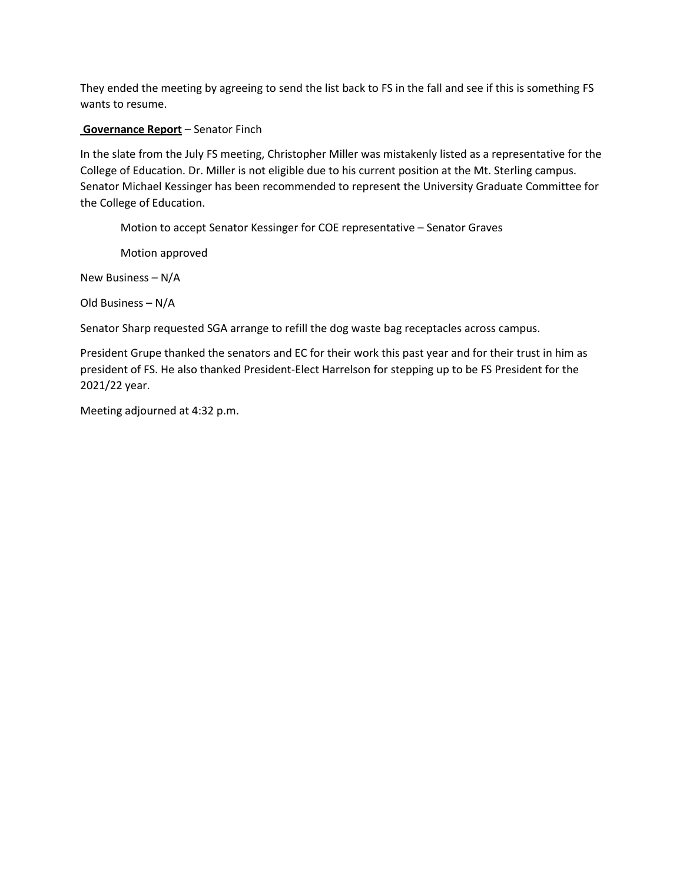They ended the meeting by agreeing to send the list back to FS in the fall and see if this is something FS wants to resume.

**Governance Report** – Senator Finch

In the slate from the July FS meeting, Christopher Miller was mistakenly listed as a representative for the College of Education. Dr. Miller is not eligible due to his current position at the Mt. Sterling campus. Senator Michael Kessinger has been recommended to represent the University Graduate Committee for the College of Education.

Motion to accept Senator Kessinger for COE representative – Senator Graves

Motion approved

New Business – N/A

Old Business – N/A

Senator Sharp requested SGA arrange to refill the dog waste bag receptacles across campus.

President Grupe thanked the senators and EC for their work this past year and for their trust in him as president of FS. He also thanked President-Elect Harrelson for stepping up to be FS President for the 2021/22 year.

Meeting adjourned at 4:32 p.m.